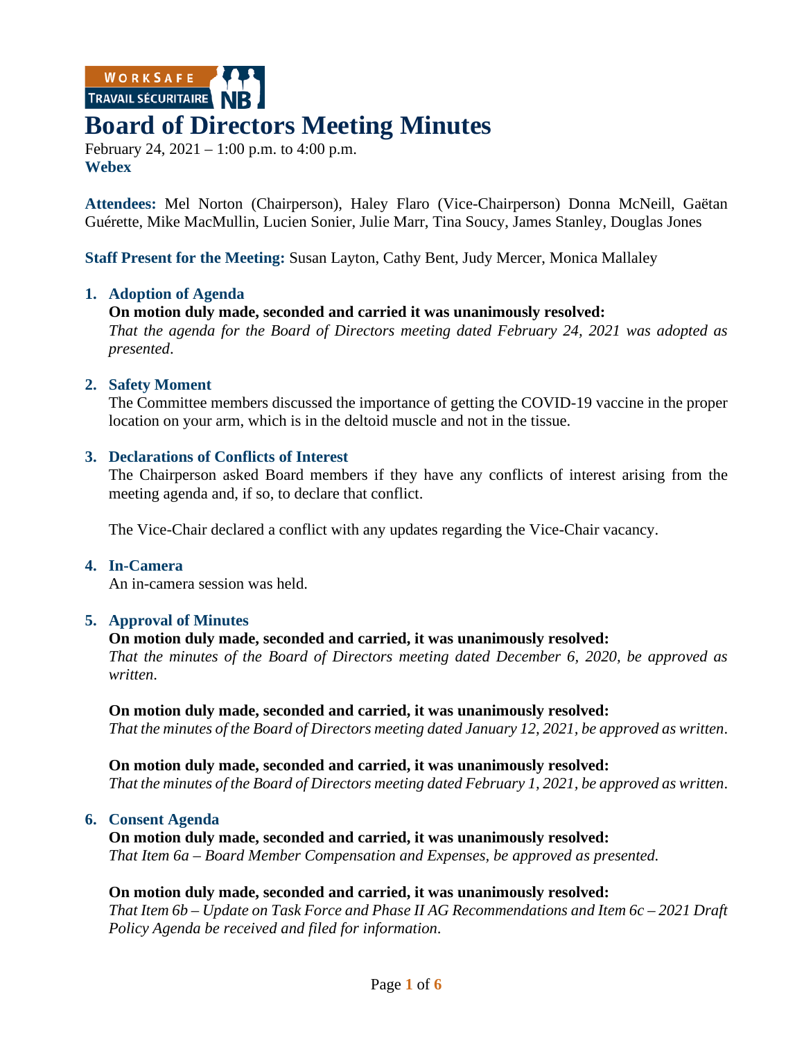WorkSafe Travail Sécuritaire NB

# Board of Directors Meeting Minutes

February 24, 2021 – 1:00 p.m. to 4:00 p.m.
**Webex**

**Attendees:** Mel Norton (Chairperson), Haley Flaro (Vice-Chairperson) Donna McNeill, Gaëtan Guérette, Mike MacMullin, Lucien Sonier, Julie Marr, Tina Soucy, James Stanley, Douglas Jones

**Staff Present for the Meeting:** Susan Layton, Cathy Bent, Judy Mercer, Monica Mallaley

## 1. Adoption of Agenda

**On motion duly made, seconded and carried it was unanimously resolved:**
*That the agenda for the Board of Directors meeting dated February 24, 2021 was adopted as presented*.

## 2. Safety Moment

The Committee members discussed the importance of getting the COVID-19 vaccine in the proper location on your arm, which is in the deltoid muscle and not in the tissue.

## 3. Declarations of Conflicts of Interest

The Chairperson asked Board members if they have any conflicts of interest arising from the meeting agenda and, if so, to declare that conflict.

The Vice-Chair declared a conflict with any updates regarding the Vice-Chair vacancy.

## 4. In-Camera

An in-camera session was held.

## 5. Approval of Minutes

**On motion duly made, seconded and carried, it was unanimously resolved:**
*That the minutes of the Board of Directors meeting dated December 6, 2020, be approved as written*.

**On motion duly made, seconded and carried, it was unanimously resolved:**
*That the minutes of the Board of Directors meeting dated January 12, 2021, be approved as written*.

**On motion duly made, seconded and carried, it was unanimously resolved:**
*That the minutes of the Board of Directors meeting dated February 1, 2021, be approved as written*.

## 6. Consent Agenda

**On motion duly made, seconded and carried, it was unanimously resolved:**
*That Item 6a – Board Member Compensation and Expenses, be approved as presented.*

**On motion duly made, seconded and carried, it was unanimously resolved:**
*That Item 6b – Update on Task Force and Phase II AG Recommendations and Item 6c – 2021 Draft Policy Agenda be received and filed for information*.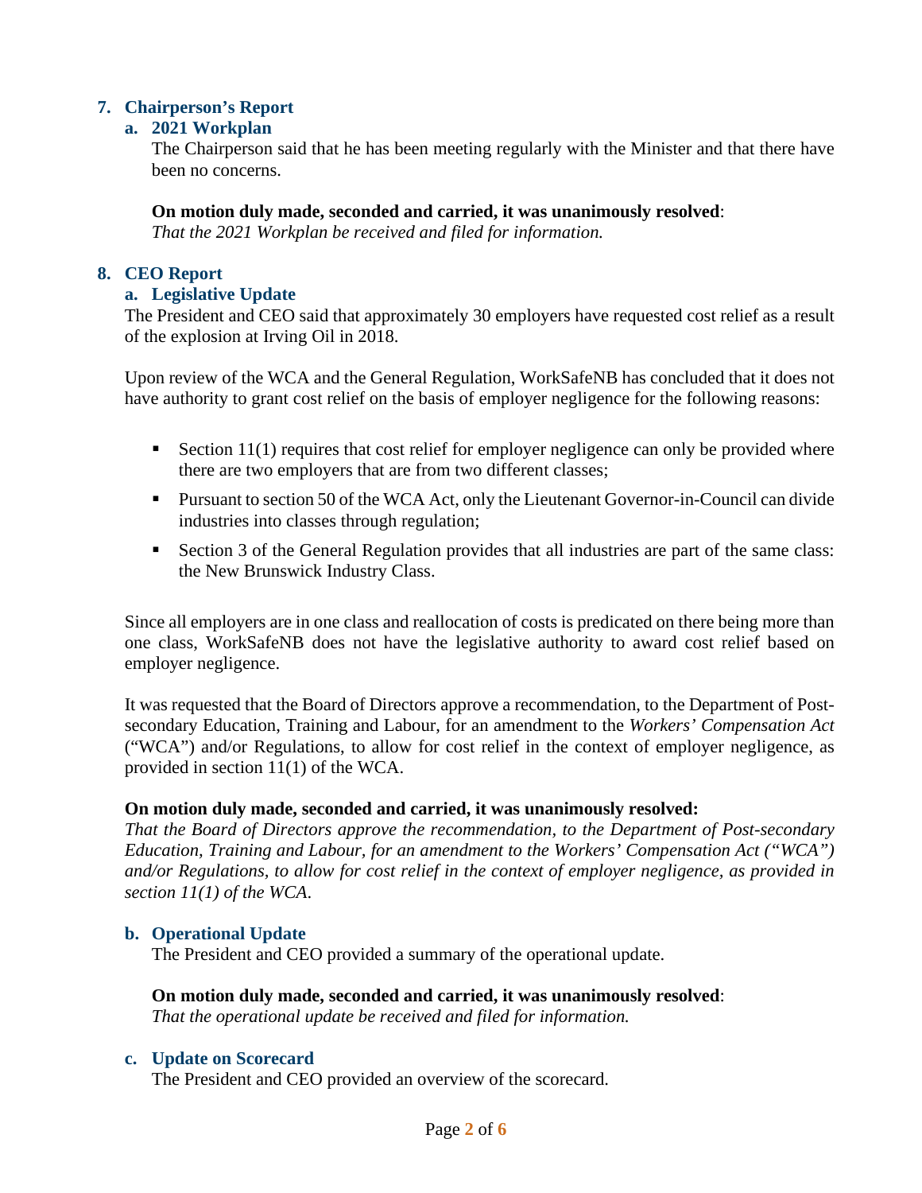## 7. Chairperson's Report

### a. 2021 Workplan

The Chairperson said that he has been meeting regularly with the Minister and that there have been no concerns.

**On motion duly made, seconded and carried, it was unanimously resolved**:
*That the 2021 Workplan be received and filed for information.*

## 8. CEO Report

### a. Legislative Update

The President and CEO said that approximately 30 employers have requested cost relief as a result of the explosion at Irving Oil in 2018.

Upon review of the WCA and the General Regulation, WorkSafeNB has concluded that it does not have authority to grant cost relief on the basis of employer negligence for the following reasons:

- Section 11(1) requires that cost relief for employer negligence can only be provided where there are two employers that are from two different classes;
- Pursuant to section 50 of the WCA Act, only the Lieutenant Governor-in-Council can divide industries into classes through regulation;
- Section 3 of the General Regulation provides that all industries are part of the same class: the New Brunswick Industry Class.

Since all employers are in one class and reallocation of costs is predicated on there being more than one class, WorkSafeNB does not have the legislative authority to award cost relief based on employer negligence.

It was requested that the Board of Directors approve a recommendation, to the Department of Post-secondary Education, Training and Labour, for an amendment to the *Workers' Compensation Act* ("WCA") and/or Regulations, to allow for cost relief in the context of employer negligence, as provided in section 11(1) of the WCA.

**On motion duly made, seconded and carried, it was unanimously resolved:**
*That the Board of Directors approve the recommendation, to the Department of Post-secondary Education, Training and Labour, for an amendment to the Workers' Compensation Act ("WCA") and/or Regulations, to allow for cost relief in the context of employer negligence, as provided in section 11(1) of the WCA.*

### b. Operational Update

The President and CEO provided a summary of the operational update.

**On motion duly made, seconded and carried, it was unanimously resolved**:
*That the operational update be received and filed for information.*

### c. Update on Scorecard

The President and CEO provided an overview of the scorecard.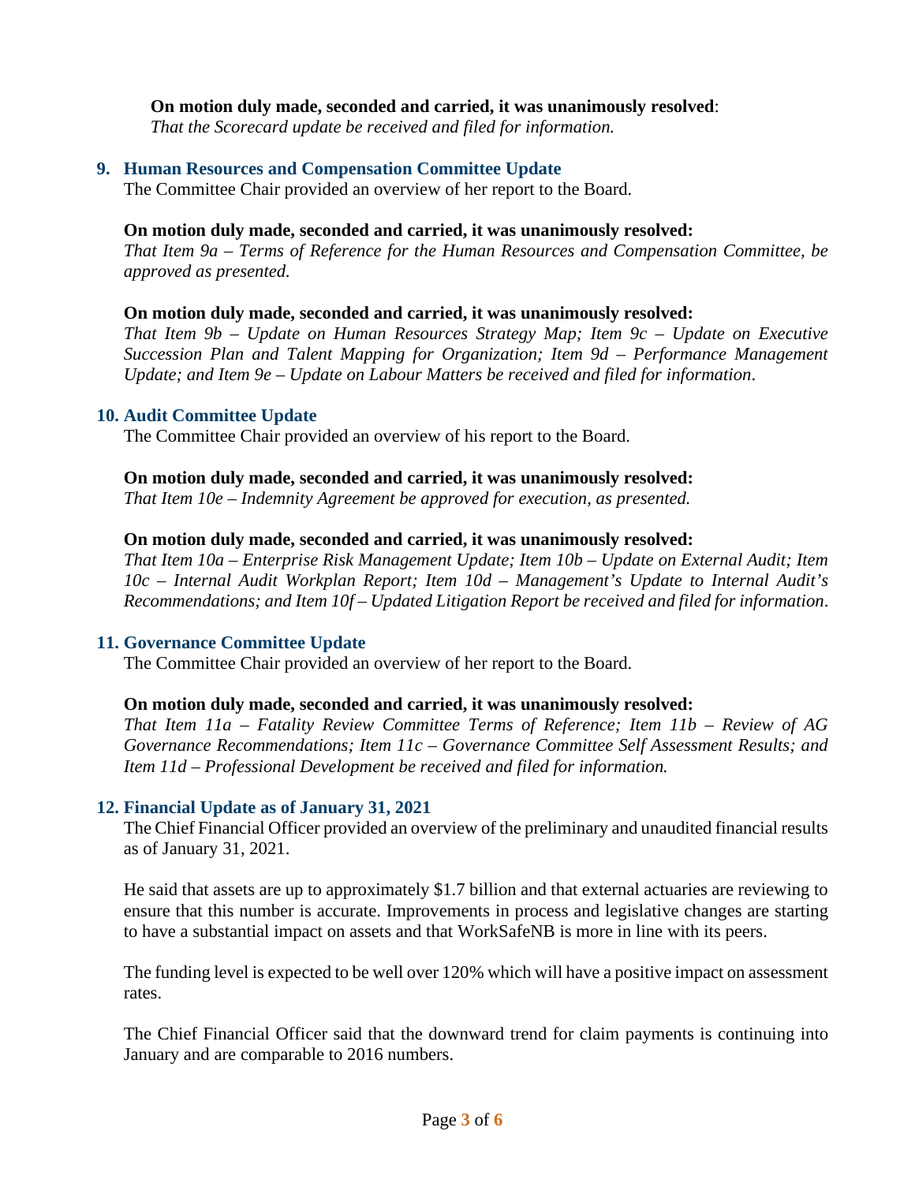**On motion duly made, seconded and carried, it was unanimously resolved**:
*That the Scorecard update be received and filed for information.*

## 9. Human Resources and Compensation Committee Update

The Committee Chair provided an overview of her report to the Board.

**On motion duly made, seconded and carried, it was unanimously resolved:**
*That Item 9a – Terms of Reference for the Human Resources and Compensation Committee, be approved as presented.*

**On motion duly made, seconded and carried, it was unanimously resolved:**
*That Item 9b – Update on Human Resources Strategy Map; Item 9c – Update on Executive Succession Plan and Talent Mapping for Organization; Item 9d – Performance Management Update; and Item 9e – Update on Labour Matters be received and filed for information*.

## 10. Audit Committee Update

The Committee Chair provided an overview of his report to the Board.

**On motion duly made, seconded and carried, it was unanimously resolved:**
*That Item 10e – Indemnity Agreement be approved for execution, as presented.*

**On motion duly made, seconded and carried, it was unanimously resolved:**
*That Item 10a – Enterprise Risk Management Update; Item 10b – Update on External Audit; Item 10c – Internal Audit Workplan Report; Item 10d – Management's Update to Internal Audit's Recommendations; and Item 10f – Updated Litigation Report be received and filed for information*.

## 11. Governance Committee Update

The Committee Chair provided an overview of her report to the Board.

**On motion duly made, seconded and carried, it was unanimously resolved:**
*That Item 11a – Fatality Review Committee Terms of Reference; Item 11b – Review of AG Governance Recommendations; Item 11c – Governance Committee Self Assessment Results; and Item 11d – Professional Development be received and filed for information.*

## 12. Financial Update as of January 31, 2021

The Chief Financial Officer provided an overview of the preliminary and unaudited financial results as of January 31, 2021.

He said that assets are up to approximately $1.7 billion and that external actuaries are reviewing to ensure that this number is accurate. Improvements in process and legislative changes are starting to have a substantial impact on assets and that WorkSafeNB is more in line with its peers.

The funding level is expected to be well over 120% which will have a positive impact on assessment rates.

The Chief Financial Officer said that the downward trend for claim payments is continuing into January and are comparable to 2016 numbers.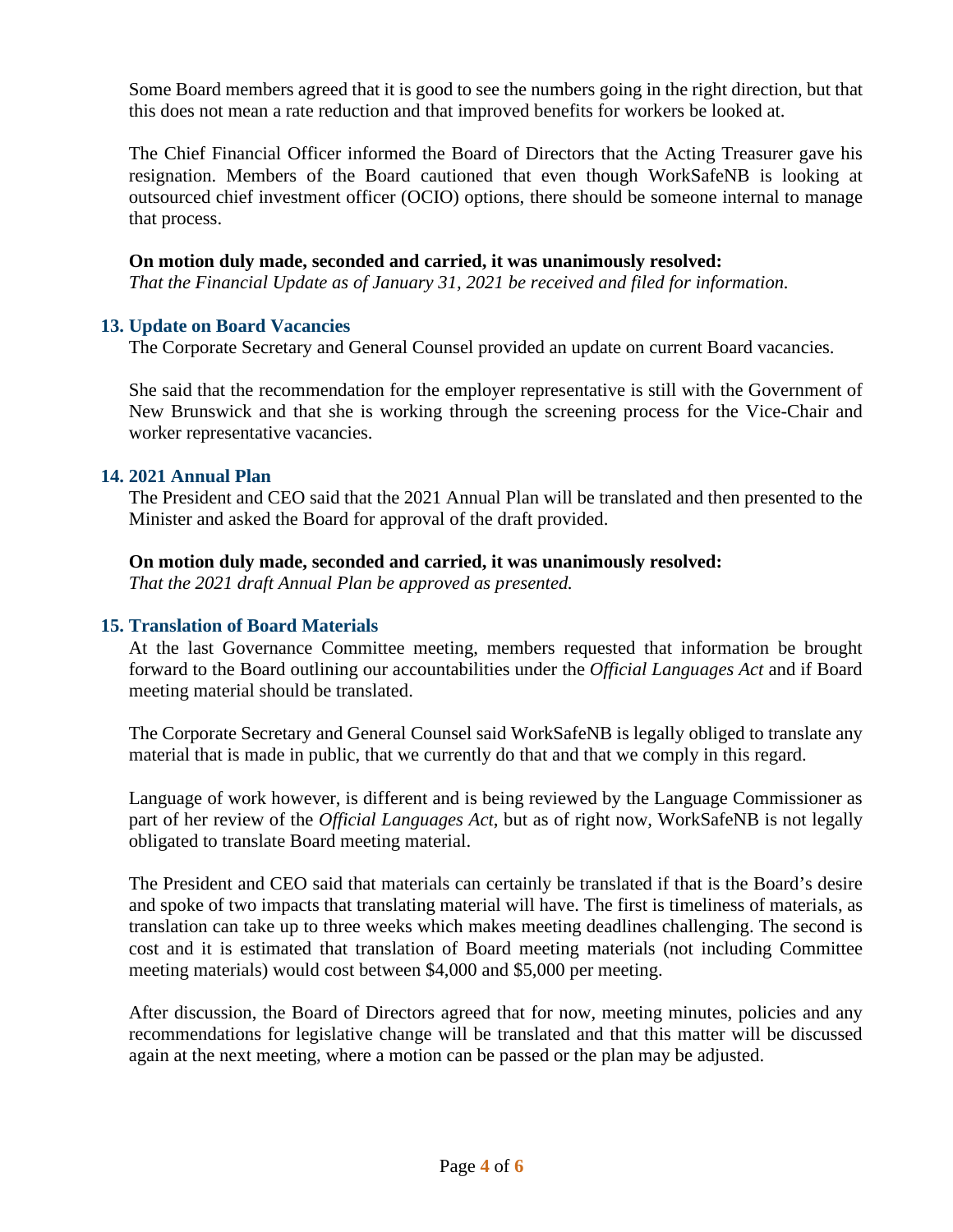Some Board members agreed that it is good to see the numbers going in the right direction, but that this does not mean a rate reduction and that improved benefits for workers be looked at.

The Chief Financial Officer informed the Board of Directors that the Acting Treasurer gave his resignation. Members of the Board cautioned that even though WorkSafeNB is looking at outsourced chief investment officer (OCIO) options, there should be someone internal to manage that process.

**On motion duly made, seconded and carried, it was unanimously resolved:**
*That the Financial Update as of January 31, 2021 be received and filed for information.*

### 13. Update on Board Vacancies

The Corporate Secretary and General Counsel provided an update on current Board vacancies.

She said that the recommendation for the employer representative is still with the Government of New Brunswick and that she is working through the screening process for the Vice-Chair and worker representative vacancies.

### 14. 2021 Annual Plan

The President and CEO said that the 2021 Annual Plan will be translated and then presented to the Minister and asked the Board for approval of the draft provided.

**On motion duly made, seconded and carried, it was unanimously resolved:**
*That the 2021 draft Annual Plan be approved as presented.*

### 15. Translation of Board Materials

At the last Governance Committee meeting, members requested that information be brought forward to the Board outlining our accountabilities under the *Official Languages Act* and if Board meeting material should be translated.

The Corporate Secretary and General Counsel said WorkSafeNB is legally obliged to translate any material that is made in public, that we currently do that and that we comply in this regard.

Language of work however, is different and is being reviewed by the Language Commissioner as part of her review of the *Official Languages Act*, but as of right now, WorkSafeNB is not legally obligated to translate Board meeting material.

The President and CEO said that materials can certainly be translated if that is the Board's desire and spoke of two impacts that translating material will have. The first is timeliness of materials, as translation can take up to three weeks which makes meeting deadlines challenging. The second is cost and it is estimated that translation of Board meeting materials (not including Committee meeting materials) would cost between $4,000 and $5,000 per meeting.

After discussion, the Board of Directors agreed that for now, meeting minutes, policies and any recommendations for legislative change will be translated and that this matter will be discussed again at the next meeting, where a motion can be passed or the plan may be adjusted.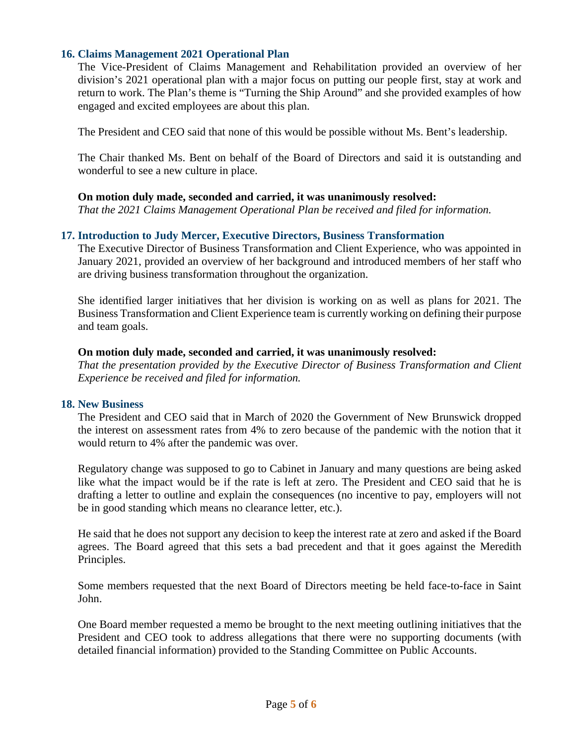### 16. Claims Management 2021 Operational Plan

The Vice-President of Claims Management and Rehabilitation provided an overview of her division's 2021 operational plan with a major focus on putting our people first, stay at work and return to work. The Plan's theme is "Turning the Ship Around" and she provided examples of how engaged and excited employees are about this plan.

The President and CEO said that none of this would be possible without Ms. Bent's leadership.

The Chair thanked Ms. Bent on behalf of the Board of Directors and said it is outstanding and wonderful to see a new culture in place.

**On motion duly made, seconded and carried, it was unanimously resolved:**
*That the 2021 Claims Management Operational Plan be received and filed for information.*

### 17. Introduction to Judy Mercer, Executive Directors, Business Transformation

The Executive Director of Business Transformation and Client Experience, who was appointed in January 2021, provided an overview of her background and introduced members of her staff who are driving business transformation throughout the organization.

She identified larger initiatives that her division is working on as well as plans for 2021. The Business Transformation and Client Experience team is currently working on defining their purpose and team goals.

**On motion duly made, seconded and carried, it was unanimously resolved:**
*That the presentation provided by the Executive Director of Business Transformation and Client Experience be received and filed for information.*

### 18. New Business

The President and CEO said that in March of 2020 the Government of New Brunswick dropped the interest on assessment rates from 4% to zero because of the pandemic with the notion that it would return to 4% after the pandemic was over.

Regulatory change was supposed to go to Cabinet in January and many questions are being asked like what the impact would be if the rate is left at zero. The President and CEO said that he is drafting a letter to outline and explain the consequences (no incentive to pay, employers will not be in good standing which means no clearance letter, etc.).

He said that he does not support any decision to keep the interest rate at zero and asked if the Board agrees. The Board agreed that this sets a bad precedent and that it goes against the Meredith Principles.

Some members requested that the next Board of Directors meeting be held face-to-face in Saint John.

One Board member requested a memo be brought to the next meeting outlining initiatives that the President and CEO took to address allegations that there were no supporting documents (with detailed financial information) provided to the Standing Committee on Public Accounts.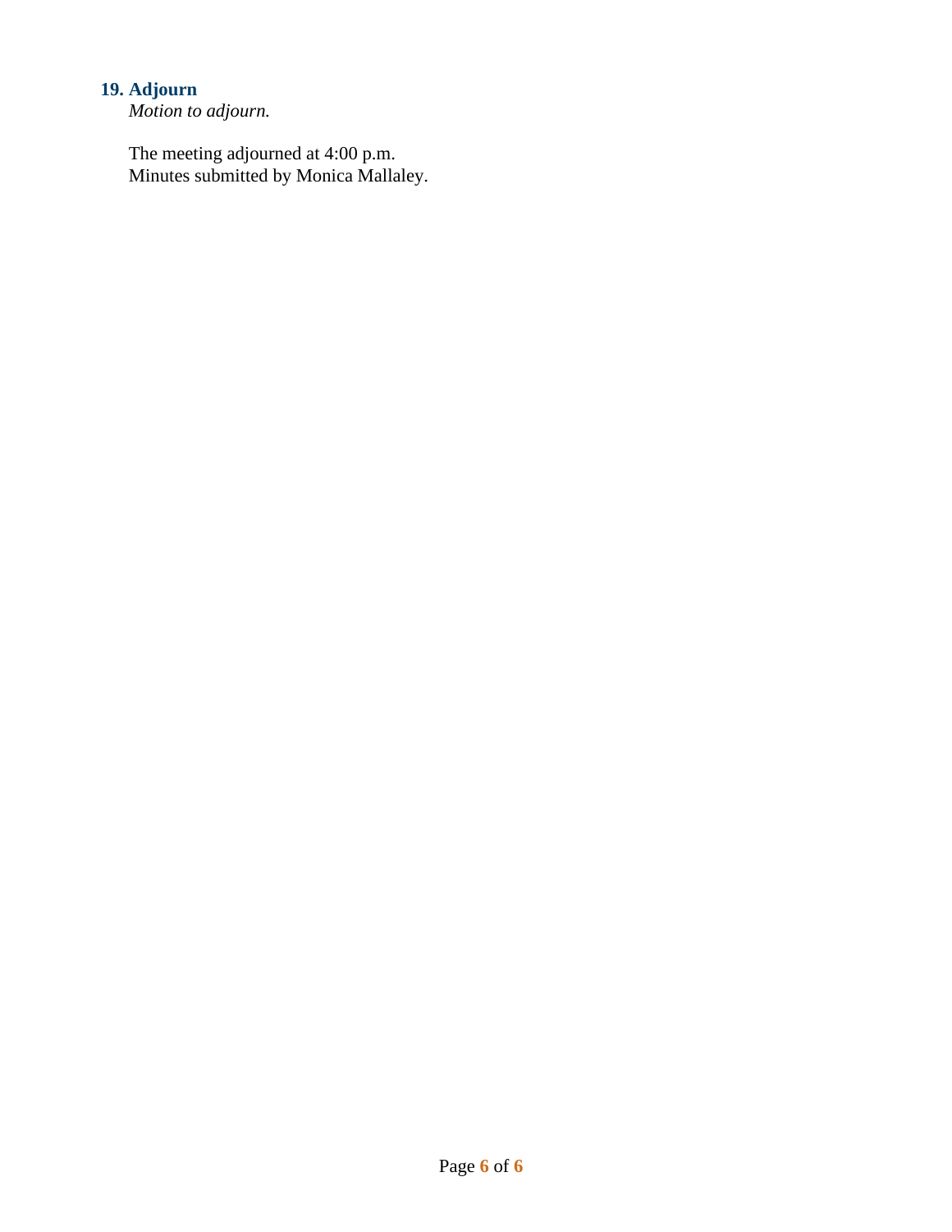**19. Adjourn**

*Motion to adjourn.*

The meeting adjourned at 4:00 p.m.
Minutes submitted by Monica Mallaley.